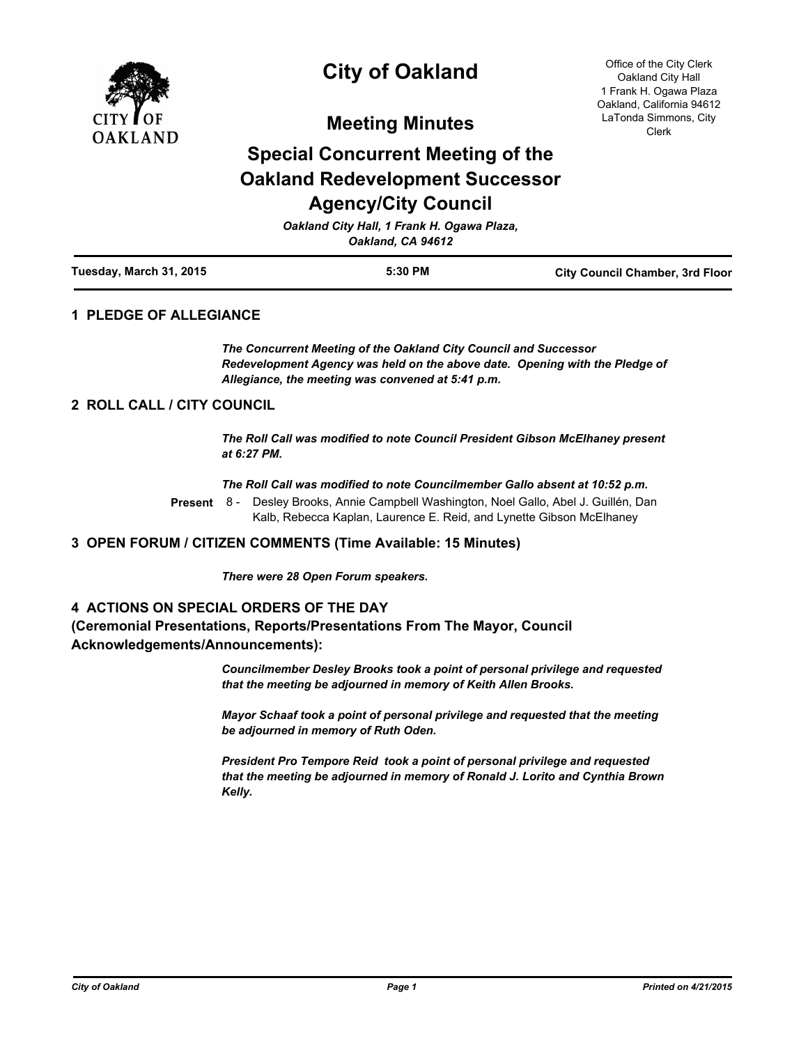# City of Oakland

## Meeting Minutes

## Special Concurrent Meeting of the Oakland Redevelopment Successor Agency/City Council

*Oakland City Hall, 1 Frank H. Ogawa Plaza, Oakland, CA 94612*

Office of the City Clerk
Oakland City Hall
1 Frank H. Ogawa Plaza
Oakland, California 94612
LaTonda Simmons, City Clerk

**Tuesday, March 31, 2015** | **5:30 PM** | **City Council Chamber, 3rd Floor**

### 1 PLEDGE OF ALLEGIANCE

***The Concurrent Meeting of the Oakland City Council and Successor Redevelopment Agency was held on the above date. Opening with the Pledge of Allegiance, the meeting was convened at 5:41 p.m.***

### 2 ROLL CALL / CITY COUNCIL

***The Roll Call was modified to note Council President Gibson McElhaney present at 6:27 PM.***

***The Roll Call was modified to note Councilmember Gallo absent at 10:52 p.m.***

**Present** 8 - Desley Brooks, Annie Campbell Washington, Noel Gallo, Abel J. Guillén, Dan Kalb, Rebecca Kaplan, Laurence E. Reid, and Lynette Gibson McElhaney

### 3 OPEN FORUM / CITIZEN COMMENTS (Time Available: 15 Minutes)

***There were 28 Open Forum speakers.***

### 4 ACTIONS ON SPECIAL ORDERS OF THE DAY (Ceremonial Presentations, Reports/Presentations From The Mayor, Council Acknowledgements/Announcements):

***Councilmember Desley Brooks took a point of personal privilege and requested that the meeting be adjourned in memory of Keith Allen Brooks.***

***Mayor Schaaf took a point of personal privilege and requested that the meeting be adjourned in memory of Ruth Oden.***

***President Pro Tempore Reid took a point of personal privilege and requested that the meeting be adjourned in memory of Ronald J. Lorito and Cynthia Brown Kelly.***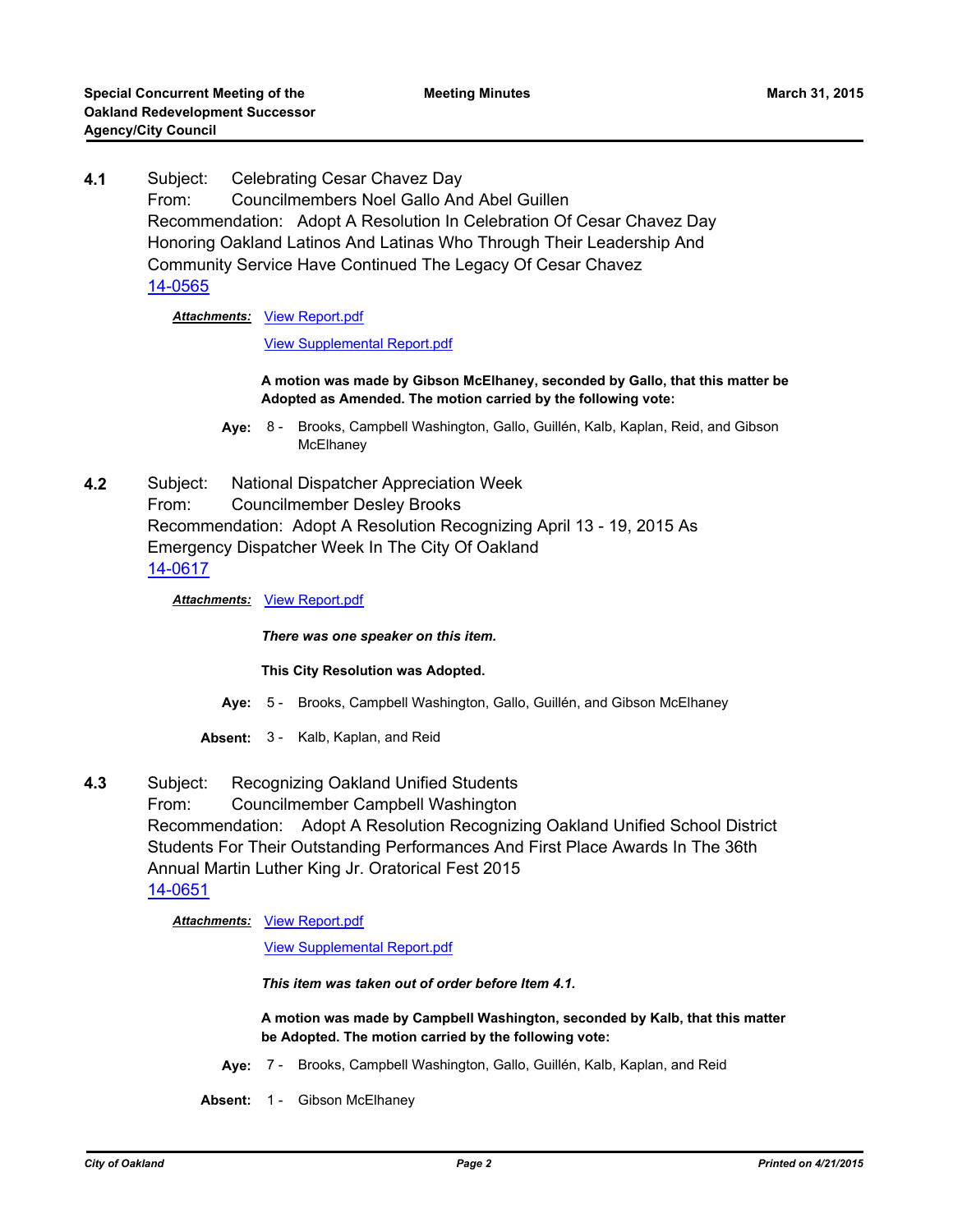**4.1** Subject: Celebrating Cesar Chavez Day
From: Councilmembers Noel Gallo And Abel Guillen
Recommendation: Adopt A Resolution In Celebration Of Cesar Chavez Day Honoring Oakland Latinos And Latinas Who Through Their Leadership And Community Service Have Continued The Legacy Of Cesar Chavez
14-0565

***Attachments:*** View Report.pdf

View Supplemental Report.pdf

**A motion was made by Gibson McElhaney, seconded by Gallo, that this matter be Adopted as Amended. The motion carried by the following vote:**

**Aye:** 8 - Brooks, Campbell Washington, Gallo, Guillén, Kalb, Kaplan, Reid, and Gibson McElhaney

**4.2** Subject: National Dispatcher Appreciation Week
From: Councilmember Desley Brooks
Recommendation: Adopt A Resolution Recognizing April 13 - 19, 2015 As Emergency Dispatcher Week In The City Of Oakland
14-0617

***Attachments:*** View Report.pdf

***There was one speaker on this item.***

**This City Resolution was Adopted.**

**Aye:** 5 - Brooks, Campbell Washington, Gallo, Guillén, and Gibson McElhaney

**Absent:** 3 - Kalb, Kaplan, and Reid

**4.3** Subject: Recognizing Oakland Unified Students
From: Councilmember Campbell Washington
Recommendation: Adopt A Resolution Recognizing Oakland Unified School District Students For Their Outstanding Performances And First Place Awards In The 36th Annual Martin Luther King Jr. Oratorical Fest 2015
14-0651

***Attachments:*** View Report.pdf

View Supplemental Report.pdf

***This item was taken out of order before Item 4.1.***

**A motion was made by Campbell Washington, seconded by Kalb, that this matter be Adopted. The motion carried by the following vote:**

**Aye:** 7 - Brooks, Campbell Washington, Gallo, Guillén, Kalb, Kaplan, and Reid

**Absent:** 1 - Gibson McElhaney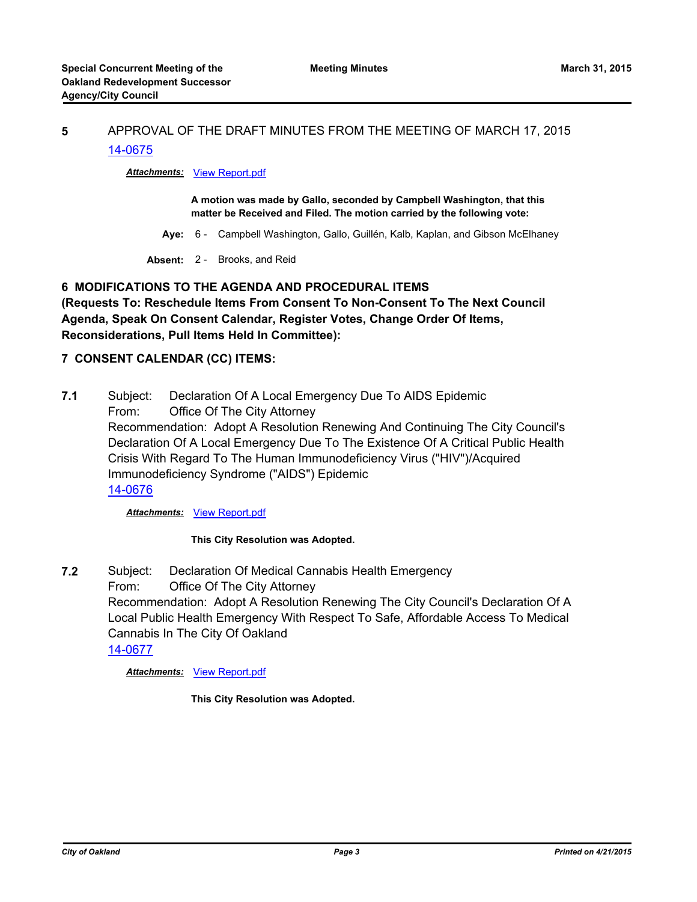**5** APPROVAL OF THE DRAFT MINUTES FROM THE MEETING OF MARCH 17, 2015

[14-0675](14-0675)

***Attachments:*** View Report.pdf

**A motion was made by Gallo, seconded by Campbell Washington, that this matter be Received and Filed. The motion carried by the following vote:**

**Aye:** 6 - Campbell Washington, Gallo, Guillén, Kalb, Kaplan, and Gibson McElhaney

**Absent:** 2 - Brooks, and Reid

## 6 MODIFICATIONS TO THE AGENDA AND PROCEDURAL ITEMS
**(Requests To: Reschedule Items From Consent To Non-Consent To The Next Council Agenda, Speak On Consent Calendar, Register Votes, Change Order Of Items, Reconsiderations, Pull Items Held In Committee):**

## 7 CONSENT CALENDAR (CC) ITEMS:

**7.1** Subject: Declaration Of A Local Emergency Due To AIDS Epidemic
From: Office Of The City Attorney
Recommendation: Adopt A Resolution Renewing And Continuing The City Council's Declaration Of A Local Emergency Due To The Existence Of A Critical Public Health Crisis With Regard To The Human Immunodeficiency Virus ("HIV")/Acquired Immunodeficiency Syndrome ("AIDS") Epidemic

[14-0676](14-0676)

***Attachments:*** View Report.pdf

**This City Resolution was Adopted.**

**7.2** Subject: Declaration Of Medical Cannabis Health Emergency
From: Office Of The City Attorney
Recommendation: Adopt A Resolution Renewing The City Council's Declaration Of A Local Public Health Emergency With Respect To Safe, Affordable Access To Medical Cannabis In The City Of Oakland

[14-0677](14-0677)

***Attachments:*** View Report.pdf

**This City Resolution was Adopted.**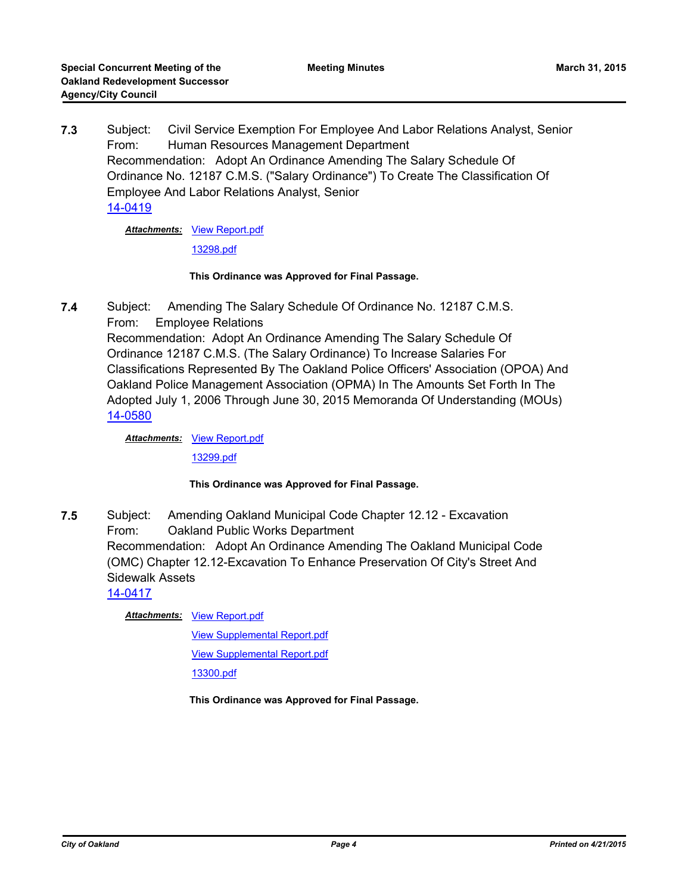**7.3** Subject: Civil Service Exemption For Employee And Labor Relations Analyst, Senior
From: Human Resources Management Department
Recommendation: Adopt An Ordinance Amending The Salary Schedule Of Ordinance No. 12187 C.M.S. ("Salary Ordinance") To Create The Classification Of Employee And Labor Relations Analyst, Senior
14-0419

***Attachments:*** View Report.pdf
13298.pdf

**This Ordinance was Approved for Final Passage.**

**7.4** Subject: Amending The Salary Schedule Of Ordinance No. 12187 C.M.S.
From: Employee Relations
Recommendation: Adopt An Ordinance Amending The Salary Schedule Of Ordinance 12187 C.M.S. (The Salary Ordinance) To Increase Salaries For Classifications Represented By The Oakland Police Officers' Association (OPOA) And Oakland Police Management Association (OPMA) In The Amounts Set Forth In The Adopted July 1, 2006 Through June 30, 2015 Memoranda Of Understanding (MOUs)
14-0580

***Attachments:*** View Report.pdf
13299.pdf

**This Ordinance was Approved for Final Passage.**

**7.5** Subject: Amending Oakland Municipal Code Chapter 12.12 - Excavation
From: Oakland Public Works Department
Recommendation: Adopt An Ordinance Amending The Oakland Municipal Code (OMC) Chapter 12.12-Excavation To Enhance Preservation Of City's Street And Sidewalk Assets
14-0417

***Attachments:*** View Report.pdf
View Supplemental Report.pdf
View Supplemental Report.pdf
13300.pdf

**This Ordinance was Approved for Final Passage.**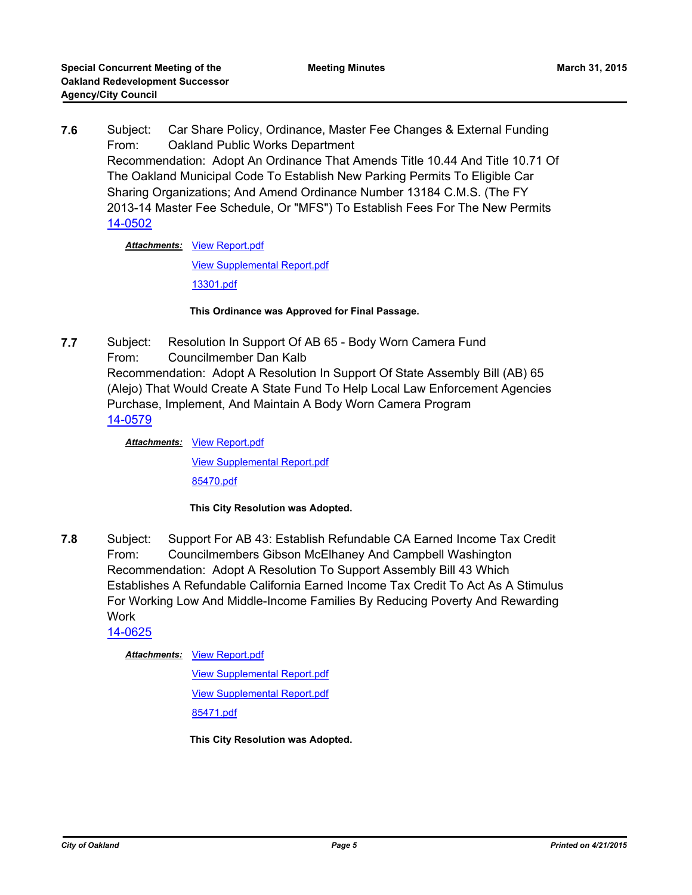**7.6** Subject: Car Share Policy, Ordinance, Master Fee Changes & External Funding
From: Oakland Public Works Department
Recommendation: Adopt An Ordinance That Amends Title 10.44 And Title 10.71 Of The Oakland Municipal Code To Establish New Parking Permits To Eligible Car Sharing Organizations; And Amend Ordinance Number 13184 C.M.S. (The FY 2013-14 Master Fee Schedule, Or "MFS") To Establish Fees For The New Permits
14-0502

*Attachments:* View Report.pdf
View Supplemental Report.pdf
13301.pdf

**This Ordinance was Approved for Final Passage.**

**7.7** Subject: Resolution In Support Of AB 65 - Body Worn Camera Fund
From: Councilmember Dan Kalb
Recommendation: Adopt A Resolution In Support Of State Assembly Bill (AB) 65 (Alejo) That Would Create A State Fund To Help Local Law Enforcement Agencies Purchase, Implement, And Maintain A Body Worn Camera Program
14-0579

*Attachments:* View Report.pdf
View Supplemental Report.pdf
85470.pdf

**This City Resolution was Adopted.**

**7.8** Subject: Support For AB 43: Establish Refundable CA Earned Income Tax Credit
From: Councilmembers Gibson McElhaney And Campbell Washington
Recommendation: Adopt A Resolution To Support Assembly Bill 43 Which Establishes A Refundable California Earned Income Tax Credit To Act As A Stimulus For Working Low And Middle-Income Families By Reducing Poverty And Rewarding Work
14-0625

*Attachments:* View Report.pdf
View Supplemental Report.pdf
View Supplemental Report.pdf
85471.pdf

**This City Resolution was Adopted.**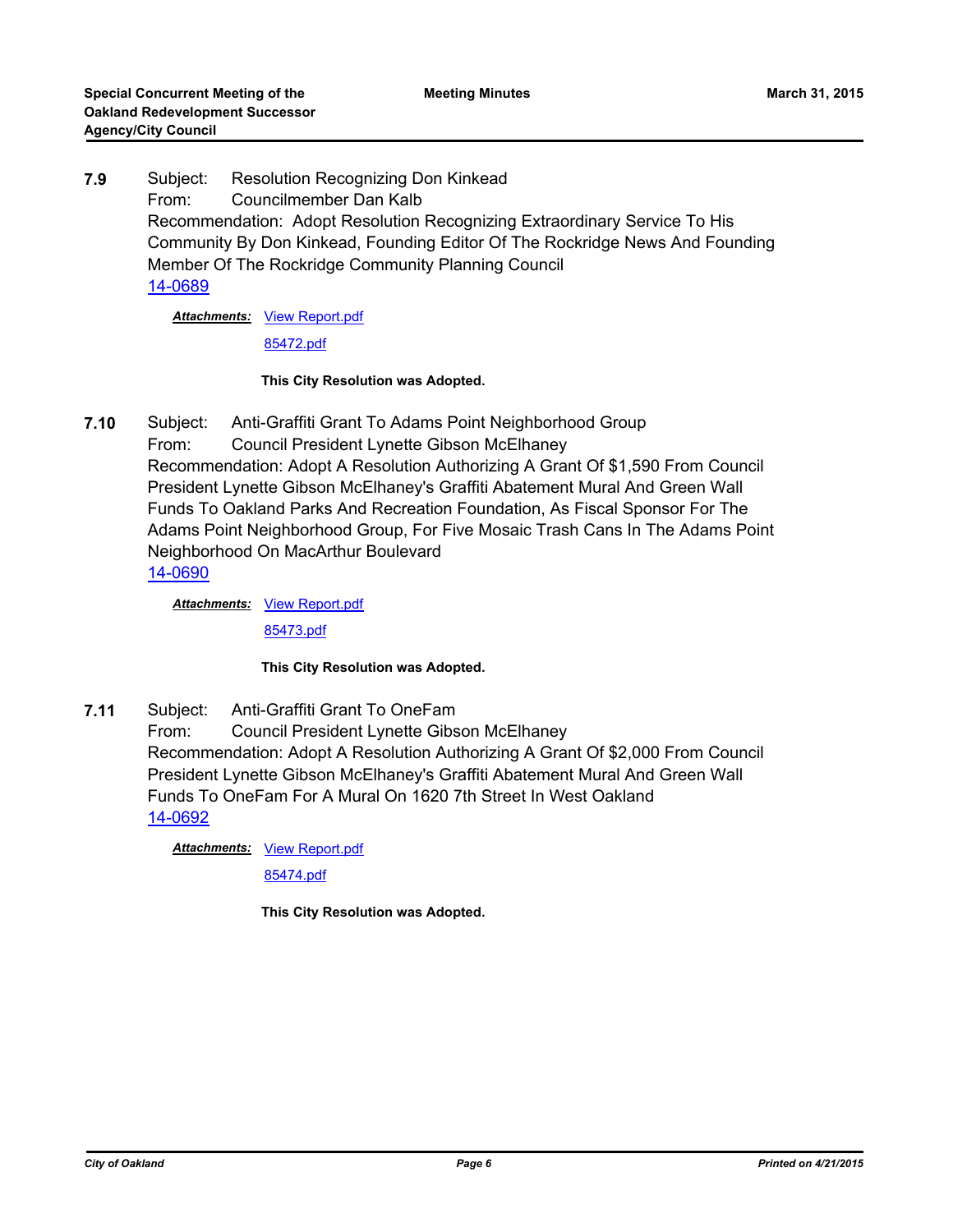**7.9** Subject: Resolution Recognizing Don Kinkead
From: Councilmember Dan Kalb
Recommendation: Adopt Resolution Recognizing Extraordinary Service To His Community By Don Kinkead, Founding Editor Of The Rockridge News And Founding Member Of The Rockridge Community Planning Council
[14-0689](14-0689)

***Attachments:*** View Report.pdf
85472.pdf

**This City Resolution was Adopted.**

**7.10** Subject: Anti-Graffiti Grant To Adams Point Neighborhood Group
From: Council President Lynette Gibson McElhaney
Recommendation: Adopt A Resolution Authorizing A Grant Of $1,590 From Council President Lynette Gibson McElhaney's Graffiti Abatement Mural And Green Wall Funds To Oakland Parks And Recreation Foundation, As Fiscal Sponsor For The Adams Point Neighborhood Group, For Five Mosaic Trash Cans In The Adams Point Neighborhood On MacArthur Boulevard
14-0690

***Attachments:*** View Report.pdf
85473.pdf

**This City Resolution was Adopted.**

**7.11** Subject: Anti-Graffiti Grant To OneFam
From: Council President Lynette Gibson McElhaney
Recommendation: Adopt A Resolution Authorizing A Grant Of $2,000 From Council President Lynette Gibson McElhaney's Graffiti Abatement Mural And Green Wall Funds To OneFam For A Mural On 1620 7th Street In West Oakland
14-0692

***Attachments:*** View Report.pdf
85474.pdf

**This City Resolution was Adopted.**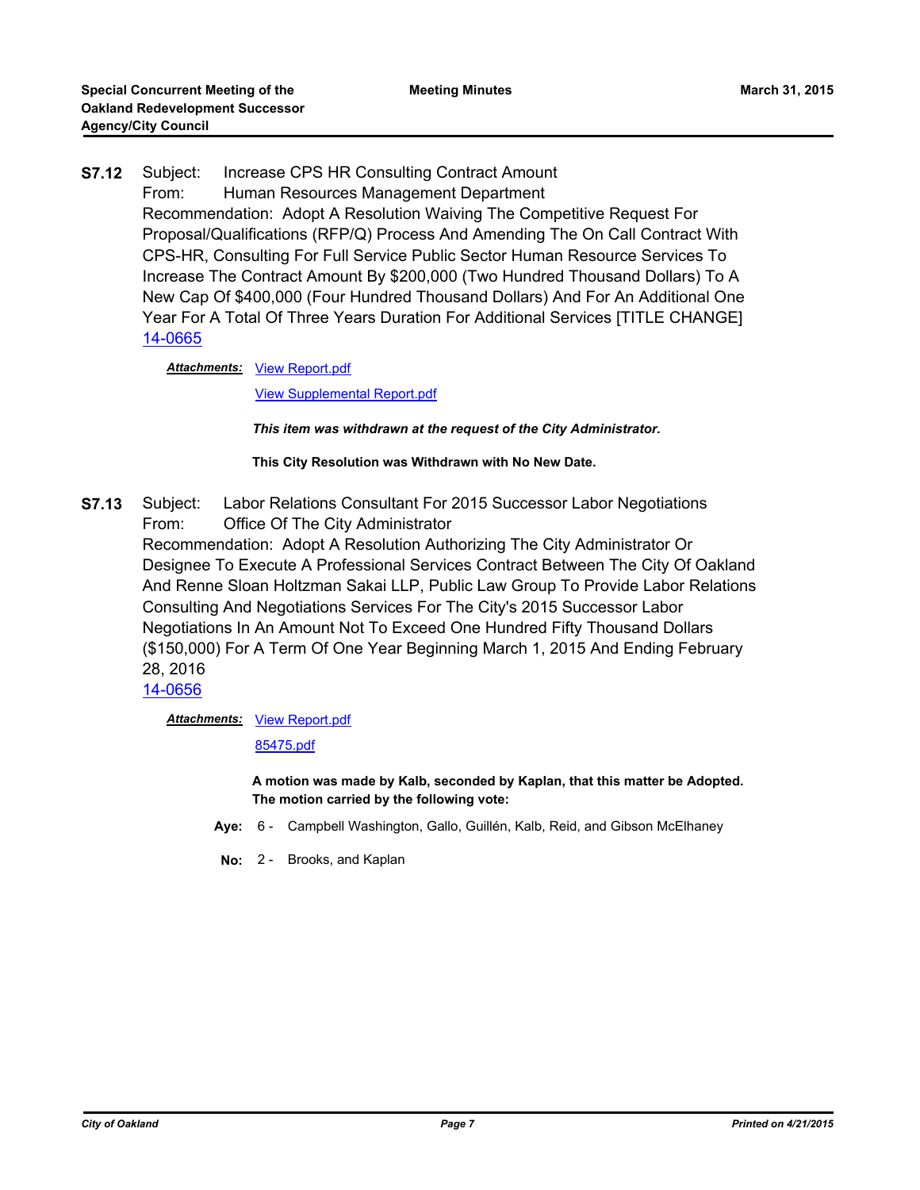**S7.12** Subject: Increase CPS HR Consulting Contract Amount
From: Human Resources Management Department
Recommendation: Adopt A Resolution Waiving The Competitive Request For Proposal/Qualifications (RFP/Q) Process And Amending The On Call Contract With CPS-HR, Consulting For Full Service Public Sector Human Resource Services To Increase The Contract Amount By $200,000 (Two Hundred Thousand Dollars) To A New Cap Of $400,000 (Four Hundred Thousand Dollars) And For An Additional One Year For A Total Of Three Years Duration For Additional Services [TITLE CHANGE]
14-0665

***Attachments:*** View Report.pdf

View Supplemental Report.pdf

***This item was withdrawn at the request of the City Administrator.***

**This City Resolution was Withdrawn with No New Date.**

**S7.13** Subject: Labor Relations Consultant For 2015 Successor Labor Negotiations
From: Office Of The City Administrator
Recommendation: Adopt A Resolution Authorizing The City Administrator Or Designee To Execute A Professional Services Contract Between The City Of Oakland And Renne Sloan Holtzman Sakai LLP, Public Law Group To Provide Labor Relations Consulting And Negotiations Services For The City's 2015 Successor Labor Negotiations In An Amount Not To Exceed One Hundred Fifty Thousand Dollars ($150,000) For A Term Of One Year Beginning March 1, 2015 And Ending February 28, 2016
14-0656

***Attachments:*** View Report.pdf

85475.pdf

**A motion was made by Kalb, seconded by Kaplan, that this matter be Adopted. The motion carried by the following vote:**

**Aye:** 6 - Campbell Washington, Gallo, Guillén, Kalb, Reid, and Gibson McElhaney

**No:** 2 - Brooks, and Kaplan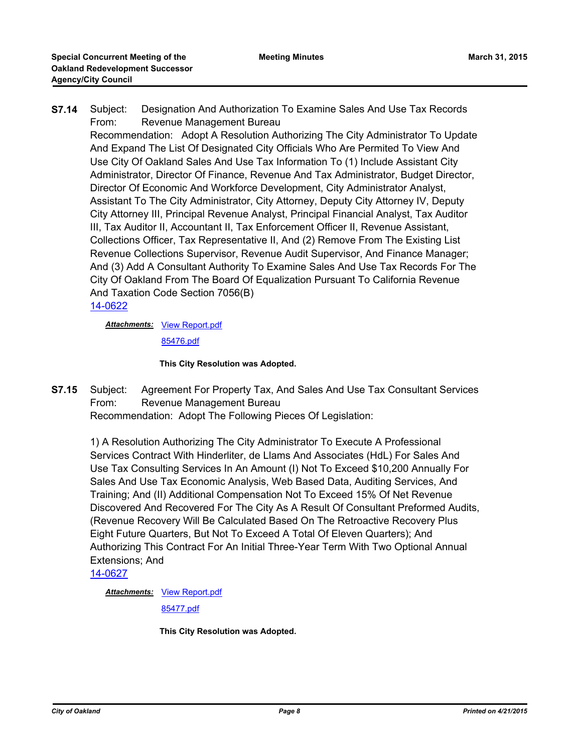**S7.14** Subject: Designation And Authorization To Examine Sales And Use Tax Records
From: Revenue Management Bureau
Recommendation: Adopt A Resolution Authorizing The City Administrator To Update And Expand The List Of Designated City Officials Who Are Permited To View And Use City Of Oakland Sales And Use Tax Information To (1) Include Assistant City Administrator, Director Of Finance, Revenue And Tax Administrator, Budget Director, Director Of Economic And Workforce Development, City Administrator Analyst, Assistant To The City Administrator, City Attorney, Deputy City Attorney IV, Deputy City Attorney III, Principal Revenue Analyst, Principal Financial Analyst, Tax Auditor III, Tax Auditor II, Accountant II, Tax Enforcement Officer II, Revenue Assistant, Collections Officer, Tax Representative II, And (2) Remove From The Existing List Revenue Collections Supervisor, Revenue Audit Supervisor, And Finance Manager; And (3) Add A Consultant Authority To Examine Sales And Use Tax Records For The City Of Oakland From The Board Of Equalization Pursuant To California Revenue And Taxation Code Section 7056(B)
14-0622

***Attachments:*** View Report.pdf
85476.pdf

**This City Resolution was Adopted.**

**S7.15** Subject: Agreement For Property Tax, And Sales And Use Tax Consultant Services
From: Revenue Management Bureau
Recommendation: Adopt The Following Pieces Of Legislation:

1) A Resolution Authorizing The City Administrator To Execute A Professional Services Contract With Hinderliter, de Llams And Associates (HdL) For Sales And Use Tax Consulting Services In An Amount (I) Not To Exceed $10,200 Annually For Sales And Use Tax Economic Analysis, Web Based Data, Auditing Services, And Training; And (II) Additional Compensation Not To Exceed 15% Of Net Revenue Discovered And Recovered For The City As A Result Of Consultant Preformed Audits, (Revenue Recovery Will Be Calculated Based On The Retroactive Recovery Plus Eight Future Quarters, But Not To Exceed A Total Of Eleven Quarters); And Authorizing This Contract For An Initial Three-Year Term With Two Optional Annual Extensions; And
14-0627

***Attachments:*** View Report.pdf
85477.pdf

**This City Resolution was Adopted.**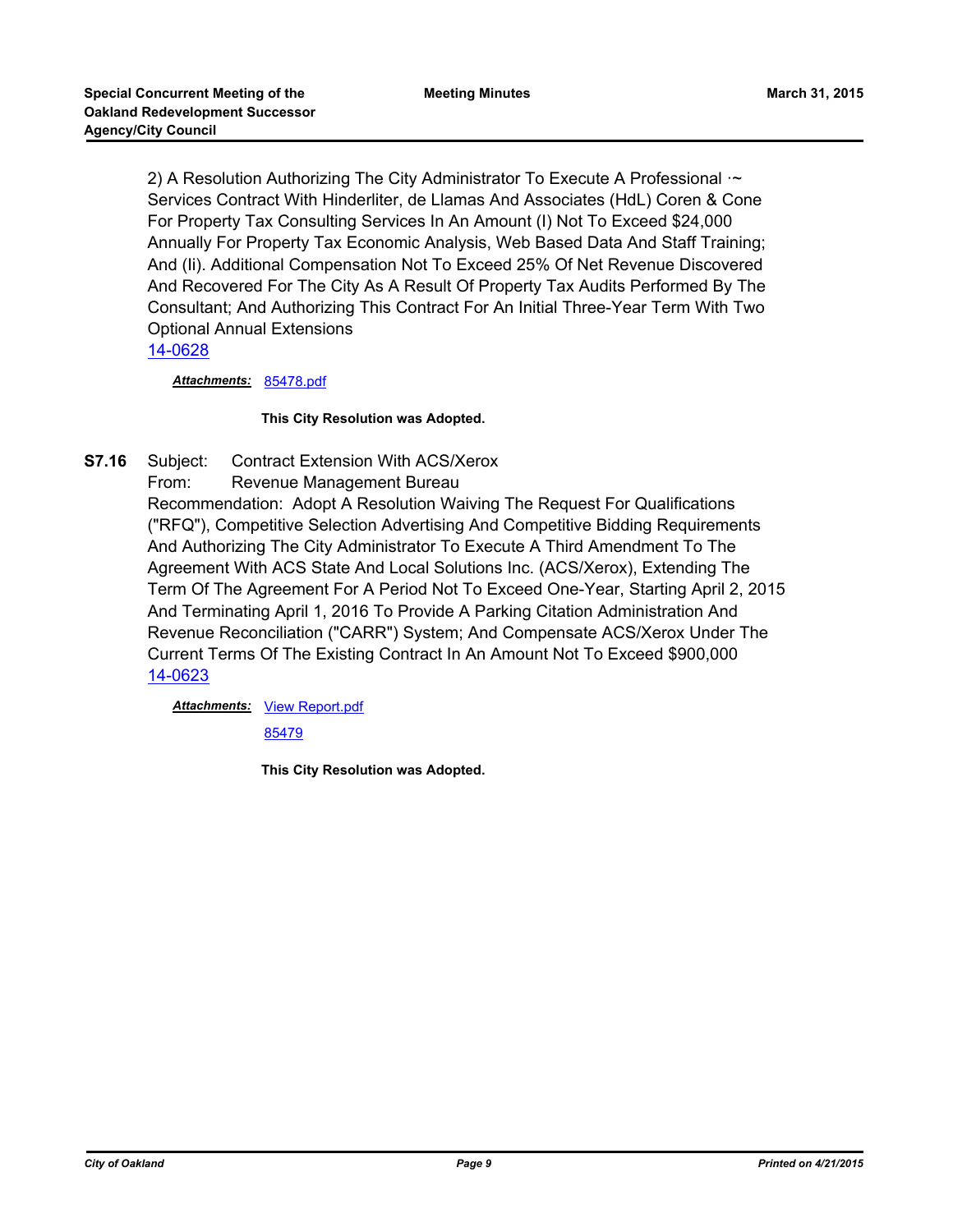2) A Resolution Authorizing The City Administrator To Execute A Professional ·~ Services Contract With Hinderliter, de Llamas And Associates (HdL) Coren & Cone For Property Tax Consulting Services In An Amount (I) Not To Exceed $24,000 Annually For Property Tax Economic Analysis, Web Based Data And Staff Training; And (Ii). Additional Compensation Not To Exceed 25% Of Net Revenue Discovered And Recovered For The City As A Result Of Property Tax Audits Performed By The Consultant; And Authorizing This Contract For An Initial Three-Year Term With Two Optional Annual Extensions

14-0628

***Attachments:*** 85478.pdf

**This City Resolution was Adopted.**

**S7.16** Subject: Contract Extension With ACS/Xerox

From: Revenue Management Bureau

Recommendation: Adopt A Resolution Waiving The Request For Qualifications ("RFQ"), Competitive Selection Advertising And Competitive Bidding Requirements And Authorizing The City Administrator To Execute A Third Amendment To The Agreement With ACS State And Local Solutions Inc. (ACS/Xerox), Extending The Term Of The Agreement For A Period Not To Exceed One-Year, Starting April 2, 2015 And Terminating April 1, 2016 To Provide A Parking Citation Administration And Revenue Reconciliation ("CARR") System; And Compensate ACS/Xerox Under The Current Terms Of The Existing Contract In An Amount Not To Exceed $900,000

14-0623

***Attachments:*** View Report.pdf

85479

**This City Resolution was Adopted.**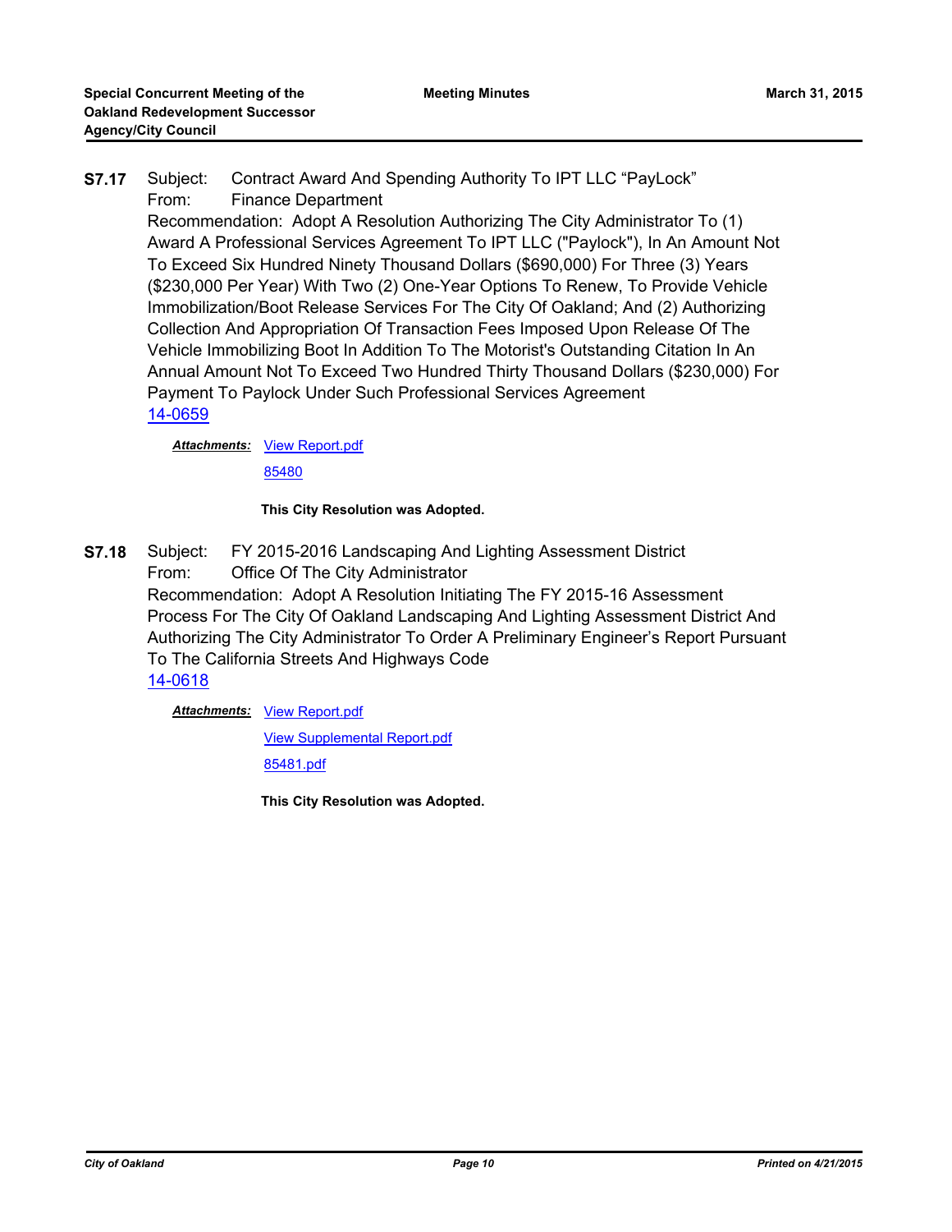**S7.17** Subject: Contract Award And Spending Authority To IPT LLC “PayLock”
From: Finance Department
Recommendation: Adopt A Resolution Authorizing The City Administrator To (1) Award A Professional Services Agreement To IPT LLC ("Paylock"), In An Amount Not To Exceed Six Hundred Ninety Thousand Dollars ($690,000) For Three (3) Years ($230,000 Per Year) With Two (2) One-Year Options To Renew, To Provide Vehicle Immobilization/Boot Release Services For The City Of Oakland; And (2) Authorizing Collection And Appropriation Of Transaction Fees Imposed Upon Release Of The Vehicle Immobilizing Boot In Addition To The Motorist's Outstanding Citation In An Annual Amount Not To Exceed Two Hundred Thirty Thousand Dollars ($230,000) For Payment To Paylock Under Such Professional Services Agreement
14-0659

***Attachments:*** View Report.pdf
85480

**This City Resolution was Adopted.**

**S7.18** Subject: FY 2015-2016 Landscaping And Lighting Assessment District
From: Office Of The City Administrator
Recommendation: Adopt A Resolution Initiating The FY 2015-16 Assessment Process For The City Of Oakland Landscaping And Lighting Assessment District And Authorizing The City Administrator To Order A Preliminary Engineer’s Report Pursuant To The California Streets And Highways Code
14-0618

***Attachments:*** View Report.pdf
View Supplemental Report.pdf
85481.pdf

**This City Resolution was Adopted.**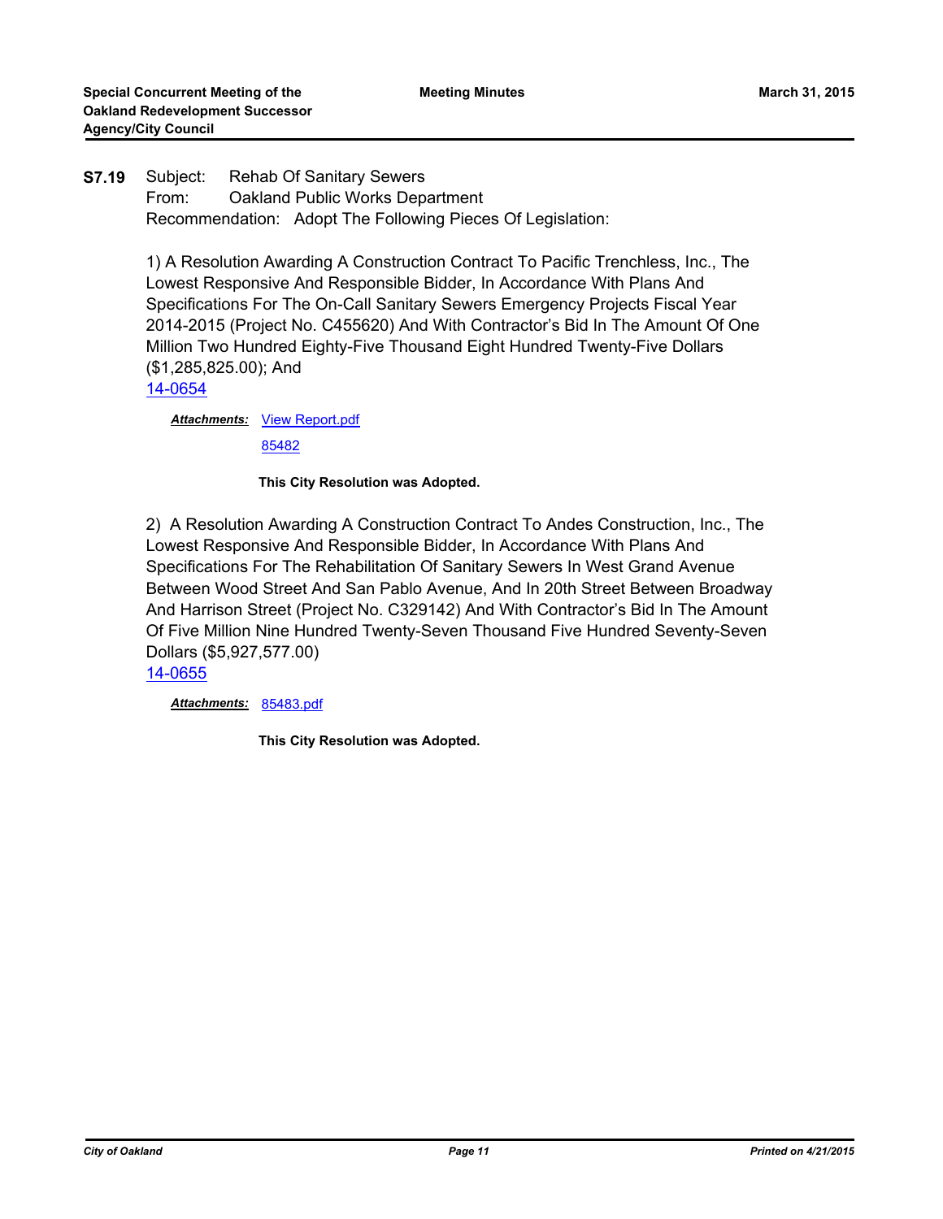**S7.19** Subject: Rehab Of Sanitary Sewers
From: Oakland Public Works Department
Recommendation: Adopt The Following Pieces Of Legislation:

1) A Resolution Awarding A Construction Contract To Pacific Trenchless, Inc., The Lowest Responsive And Responsible Bidder, In Accordance With Plans And Specifications For The On-Call Sanitary Sewers Emergency Projects Fiscal Year 2014-2015 (Project No. C455620) And With Contractor's Bid In The Amount Of One Million Two Hundred Eighty-Five Thousand Eight Hundred Twenty-Five Dollars ($1,285,825.00); And
14-0654

***Attachments:*** View Report.pdf
85482

**This City Resolution was Adopted.**

2) A Resolution Awarding A Construction Contract To Andes Construction, Inc., The Lowest Responsive And Responsible Bidder, In Accordance With Plans And Specifications For The Rehabilitation Of Sanitary Sewers In West Grand Avenue Between Wood Street And San Pablo Avenue, And In 20th Street Between Broadway And Harrison Street (Project No. C329142) And With Contractor's Bid In The Amount Of Five Million Nine Hundred Twenty-Seven Thousand Five Hundred Seventy-Seven Dollars ($5,927,577.00)
14-0655

***Attachments:*** 85483.pdf

**This City Resolution was Adopted.**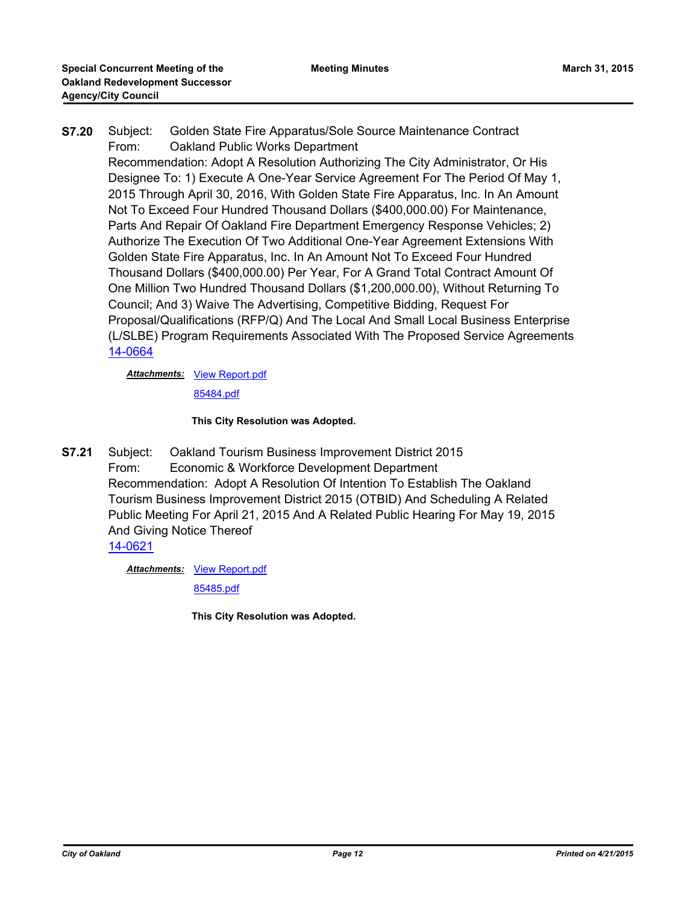**S7.20** Subject: Golden State Fire Apparatus/Sole Source Maintenance Contract
From: Oakland Public Works Department
Recommendation: Adopt A Resolution Authorizing The City Administrator, Or His Designee To: 1) Execute A One-Year Service Agreement For The Period Of May 1, 2015 Through April 30, 2016, With Golden State Fire Apparatus, Inc. In An Amount Not To Exceed Four Hundred Thousand Dollars ($400,000.00) For Maintenance, Parts And Repair Of Oakland Fire Department Emergency Response Vehicles; 2) Authorize The Execution Of Two Additional One-Year Agreement Extensions With Golden State Fire Apparatus, Inc. In An Amount Not To Exceed Four Hundred Thousand Dollars ($400,000.00) Per Year, For A Grand Total Contract Amount Of One Million Two Hundred Thousand Dollars ($1,200,000.00), Without Returning To Council; And 3) Waive The Advertising, Competitive Bidding, Request For Proposal/Qualifications (RFP/Q) And The Local And Small Local Business Enterprise (L/SLBE) Program Requirements Associated With The Proposed Service Agreements
14-0664

***Attachments:*** View Report.pdf
85484.pdf

**This City Resolution was Adopted.**

**S7.21** Subject: Oakland Tourism Business Improvement District 2015
From: Economic & Workforce Development Department
Recommendation: Adopt A Resolution Of Intention To Establish The Oakland Tourism Business Improvement District 2015 (OTBID) And Scheduling A Related Public Meeting For April 21, 2015 And A Related Public Hearing For May 19, 2015 And Giving Notice Thereof
14-0621

***Attachments:*** View Report.pdf
85485.pdf

**This City Resolution was Adopted.**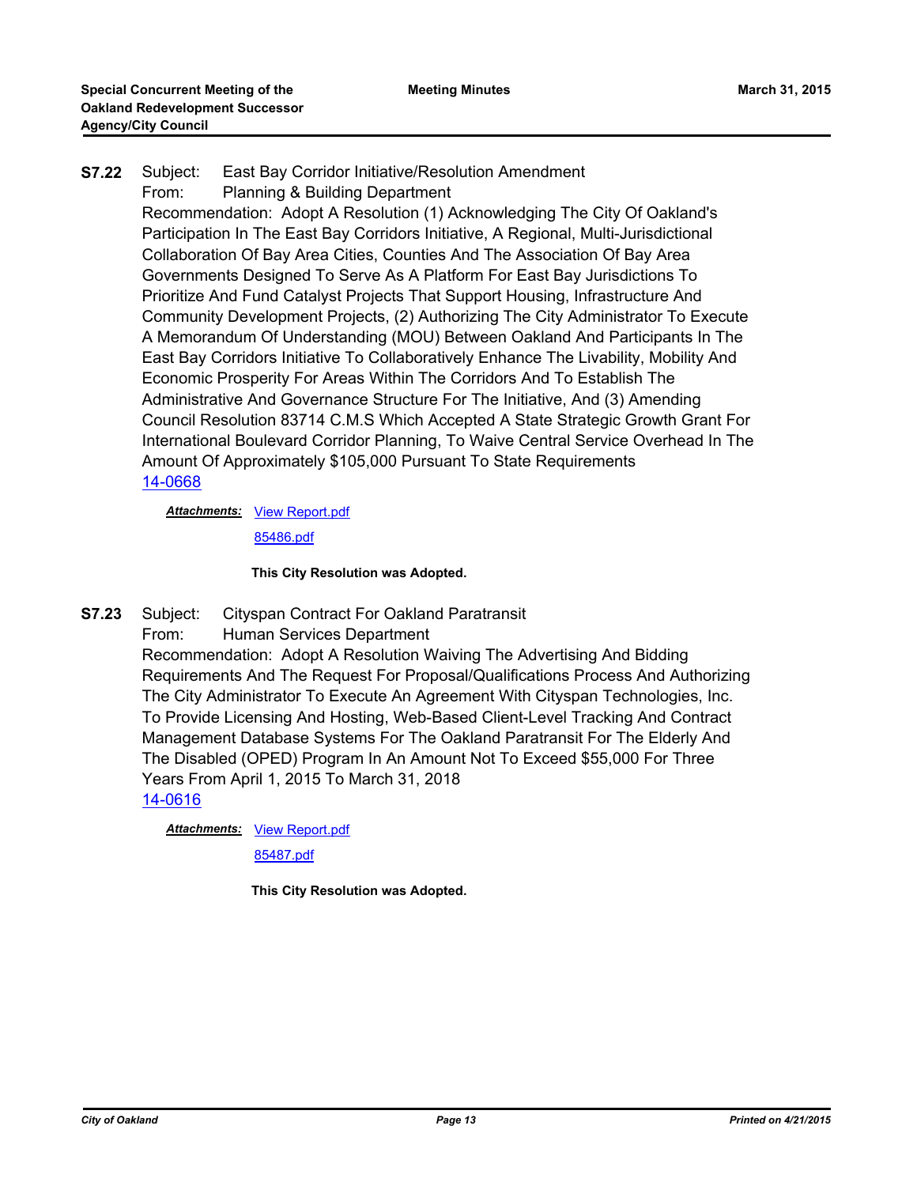**S7.22** Subject: East Bay Corridor Initiative/Resolution Amendment

From: Planning & Building Department

Recommendation: Adopt A Resolution (1) Acknowledging The City Of Oakland's Participation In The East Bay Corridors Initiative, A Regional, Multi-Jurisdictional Collaboration Of Bay Area Cities, Counties And The Association Of Bay Area Governments Designed To Serve As A Platform For East Bay Jurisdictions To Prioritize And Fund Catalyst Projects That Support Housing, Infrastructure And Community Development Projects, (2) Authorizing The City Administrator To Execute A Memorandum Of Understanding (MOU) Between Oakland And Participants In The East Bay Corridors Initiative To Collaboratively Enhance The Livability, Mobility And Economic Prosperity For Areas Within The Corridors And To Establish The Administrative And Governance Structure For The Initiative, And (3) Amending Council Resolution 83714 C.M.S Which Accepted A State Strategic Growth Grant For International Boulevard Corridor Planning, To Waive Central Service Overhead In The Amount Of Approximately $105,000 Pursuant To State Requirements

14-0668

***Attachments:*** View Report.pdf

85486.pdf

**This City Resolution was Adopted.**

**S7.23** Subject: Cityspan Contract For Oakland Paratransit

From: Human Services Department

Recommendation: Adopt A Resolution Waiving The Advertising And Bidding Requirements And The Request For Proposal/Qualifications Process And Authorizing The City Administrator To Execute An Agreement With Cityspan Technologies, Inc. To Provide Licensing And Hosting, Web-Based Client-Level Tracking And Contract Management Database Systems For The Oakland Paratransit For The Elderly And The Disabled (OPED) Program In An Amount Not To Exceed $55,000 For Three Years From April 1, 2015 To March 31, 2018

14-0616

***Attachments:*** View Report.pdf

85487.pdf

**This City Resolution was Adopted.**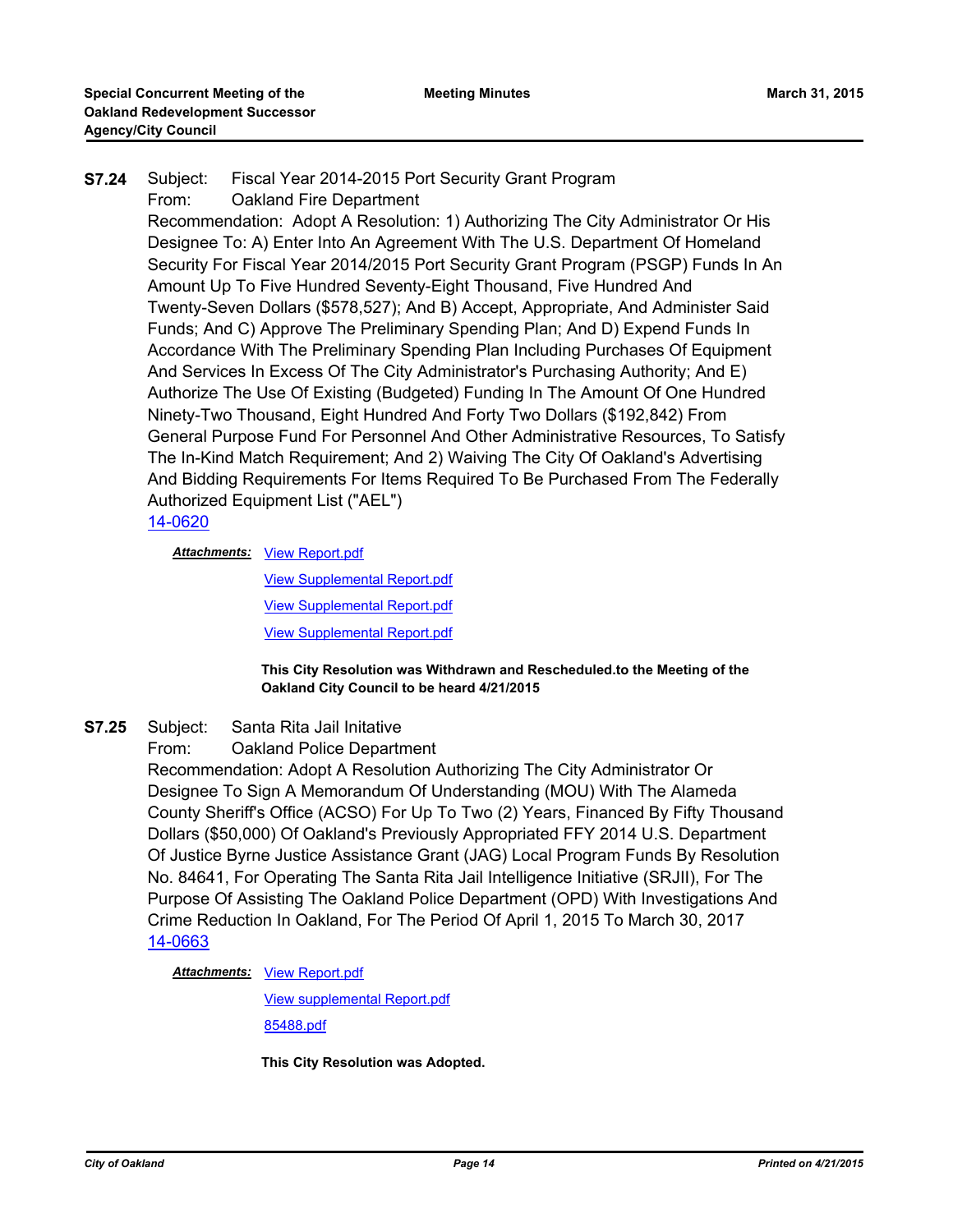**S7.24** Subject: Fiscal Year 2014-2015 Port Security Grant Program
From: Oakland Fire Department
Recommendation: Adopt A Resolution: 1) Authorizing The City Administrator Or His Designee To: A) Enter Into An Agreement With The U.S. Department Of Homeland Security For Fiscal Year 2014/2015 Port Security Grant Program (PSGP) Funds In An Amount Up To Five Hundred Seventy-Eight Thousand, Five Hundred And Twenty-Seven Dollars ($578,527); And B) Accept, Appropriate, And Administer Said Funds; And C) Approve The Preliminary Spending Plan; And D) Expend Funds In Accordance With The Preliminary Spending Plan Including Purchases Of Equipment And Services In Excess Of The City Administrator's Purchasing Authority; And E) Authorize The Use Of Existing (Budgeted) Funding In The Amount Of One Hundred Ninety-Two Thousand, Eight Hundred And Forty Two Dollars ($192,842) From General Purpose Fund For Personnel And Other Administrative Resources, To Satisfy The In-Kind Match Requirement; And 2) Waiving The City Of Oakland's Advertising And Bidding Requirements For Items Required To Be Purchased From The Federally Authorized Equipment List ("AEL")
14-0620

***Attachments:*** View Report.pdf
View Supplemental Report.pdf
View Supplemental Report.pdf
View Supplemental Report.pdf

**This City Resolution was Withdrawn and Rescheduled.to the Meeting of the Oakland City Council to be heard 4/21/2015**

**S7.25** Subject: Santa Rita Jail Initative
From: Oakland Police Department
Recommendation: Adopt A Resolution Authorizing The City Administrator Or Designee To Sign A Memorandum Of Understanding (MOU) With The Alameda County Sheriff's Office (ACSO) For Up To Two (2) Years, Financed By Fifty Thousand Dollars ($50,000) Of Oakland's Previously Appropriated FFY 2014 U.S. Department Of Justice Byrne Justice Assistance Grant (JAG) Local Program Funds By Resolution No. 84641, For Operating The Santa Rita Jail Intelligence Initiative (SRJII), For The Purpose Of Assisting The Oakland Police Department (OPD) With Investigations And Crime Reduction In Oakland, For The Period Of April 1, 2015 To March 30, 2017
14-0663

***Attachments:*** View Report.pdf
View supplemental Report.pdf
85488.pdf

**This City Resolution was Adopted.**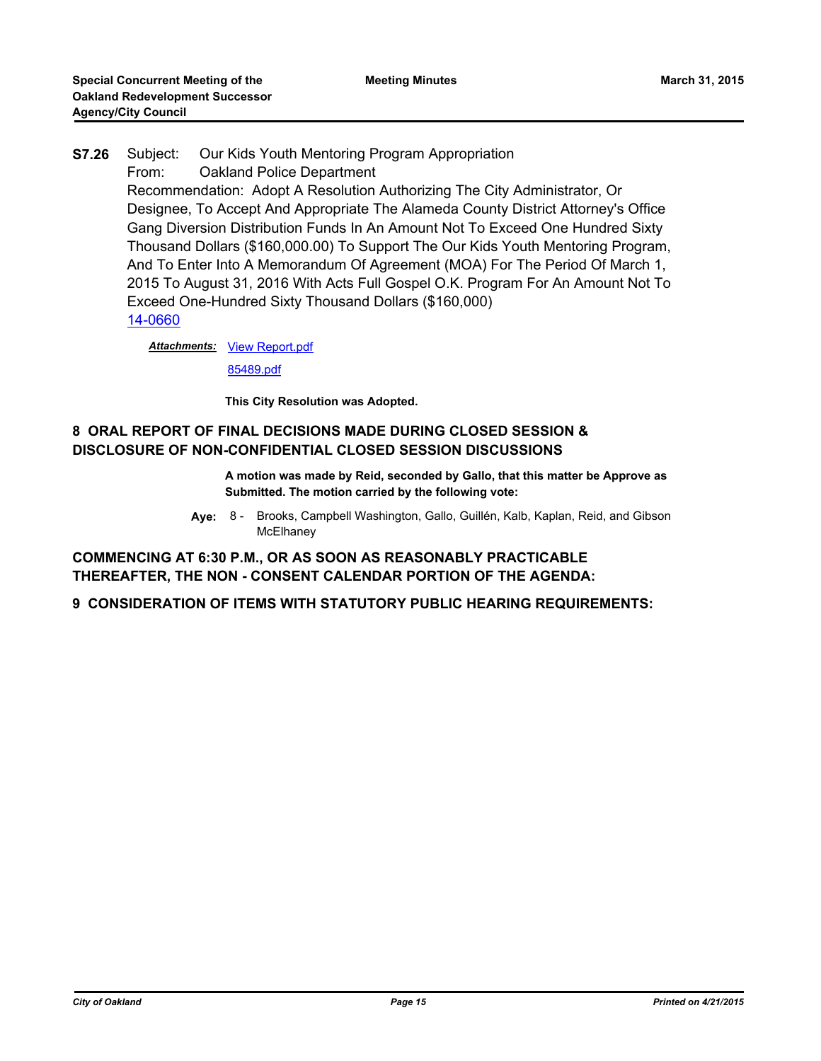**S7.26** Subject: Our Kids Youth Mentoring Program Appropriation
From: Oakland Police Department
Recommendation: Adopt A Resolution Authorizing The City Administrator, Or Designee, To Accept And Appropriate The Alameda County District Attorney's Office Gang Diversion Distribution Funds In An Amount Not To Exceed One Hundred Sixty Thousand Dollars ($160,000.00) To Support The Our Kids Youth Mentoring Program, And To Enter Into A Memorandum Of Agreement (MOA) For The Period Of March 1, 2015 To August 31, 2016 With Acts Full Gospel O.K. Program For An Amount Not To Exceed One-Hundred Sixty Thousand Dollars ($160,000)
14-0660

***Attachments:*** View Report.pdf
85489.pdf

**This City Resolution was Adopted.**

## 8 ORAL REPORT OF FINAL DECISIONS MADE DURING CLOSED SESSION & DISCLOSURE OF NON-CONFIDENTIAL CLOSED SESSION DISCUSSIONS

**A motion was made by Reid, seconded by Gallo, that this matter be Approve as Submitted. The motion carried by the following vote:**

**Aye:** 8 - Brooks, Campbell Washington, Gallo, Guillén, Kalb, Kaplan, Reid, and Gibson McElhaney

## COMMENCING AT 6:30 P.M., OR AS SOON AS REASONABLY PRACTICABLE THEREAFTER, THE NON - CONSENT CALENDAR PORTION OF THE AGENDA:

## 9 CONSIDERATION OF ITEMS WITH STATUTORY PUBLIC HEARING REQUIREMENTS: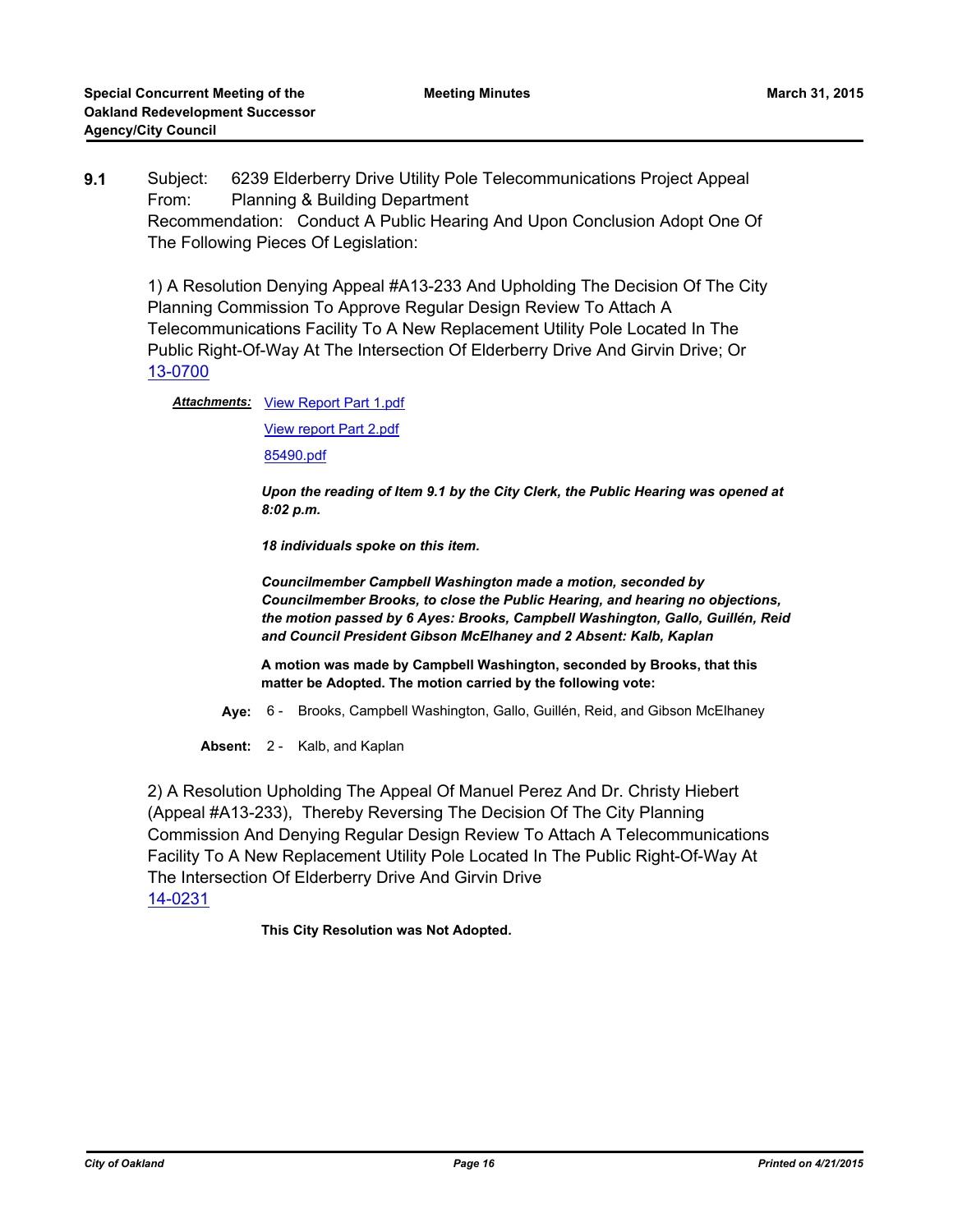**9.1** Subject: 6239 Elderberry Drive Utility Pole Telecommunications Project Appeal
From: Planning & Building Department
Recommendation: Conduct A Public Hearing And Upon Conclusion Adopt One Of The Following Pieces Of Legislation:

1) A Resolution Denying Appeal #A13-233 And Upholding The Decision Of The City Planning Commission To Approve Regular Design Review To Attach A Telecommunications Facility To A New Replacement Utility Pole Located In The Public Right-Of-Way At The Intersection Of Elderberry Drive And Girvin Drive; Or
13-0700

***Attachments:*** View Report Part 1.pdf
View report Part 2.pdf
85490.pdf

***Upon the reading of Item 9.1 by the City Clerk, the Public Hearing was opened at 8:02 p.m.***

***18 individuals spoke on this item.***

***Councilmember Campbell Washington made a motion, seconded by Councilmember Brooks, to close the Public Hearing, and hearing no objections, the motion passed by 6 Ayes: Brooks, Campbell Washington, Gallo, Guillén, Reid and Council President Gibson McElhaney and 2 Absent: Kalb, Kaplan***

**A motion was made by Campbell Washington, seconded by Brooks, that this matter be Adopted. The motion carried by the following vote:**

**Aye:** 6 - Brooks, Campbell Washington, Gallo, Guillén, Reid, and Gibson McElhaney

**Absent:** 2 - Kalb, and Kaplan

2) A Resolution Upholding The Appeal Of Manuel Perez And Dr. Christy Hiebert (Appeal #A13-233), Thereby Reversing The Decision Of The City Planning Commission And Denying Regular Design Review To Attach A Telecommunications Facility To A New Replacement Utility Pole Located In The Public Right-Of-Way At The Intersection Of Elderberry Drive And Girvin Drive
14-0231

**This City Resolution was Not Adopted.**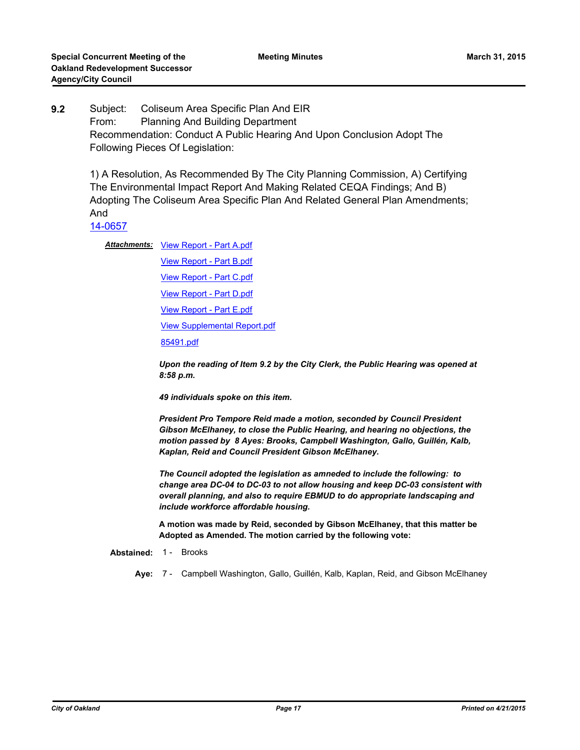**9.2** Subject: Coliseum Area Specific Plan And EIR
From: Planning And Building Department
Recommendation: Conduct A Public Hearing And Upon Conclusion Adopt The Following Pieces Of Legislation:

1) A Resolution, As Recommended By The City Planning Commission, A) Certifying The Environmental Impact Report And Making Related CEQA Findings; And B) Adopting The Coliseum Area Specific Plan And Related General Plan Amendments; And

14-0657

***Attachments:*** View Report - Part A.pdf
View Report - Part B.pdf
View Report - Part C.pdf
View Report - Part D.pdf
View Report - Part E.pdf
View Supplemental Report.pdf
85491.pdf

***Upon the reading of Item 9.2 by the City Clerk, the Public Hearing was opened at 8:58 p.m.***

***49 individuals spoke on this item.***

***President Pro Tempore Reid made a motion, seconded by Council President Gibson McElhaney, to close the Public Hearing, and hearing no objections, the motion passed by 8 Ayes: Brooks, Campbell Washington, Gallo, Guillén, Kalb, Kaplan, Reid and Council President Gibson McElhaney.***

***The Council adopted the legislation as amneded to include the following: to change area DC-04 to DC-03 to not allow housing and keep DC-03 consistent with overall planning, and also to require EBMUD to do appropriate landscaping and include workforce affordable housing.***

**A motion was made by Reid, seconded by Gibson McElhaney, that this matter be Adopted as Amended. The motion carried by the following vote:**

**Abstained:** 1 - Brooks

**Aye:** 7 - Campbell Washington, Gallo, Guillén, Kalb, Kaplan, Reid, and Gibson McElhaney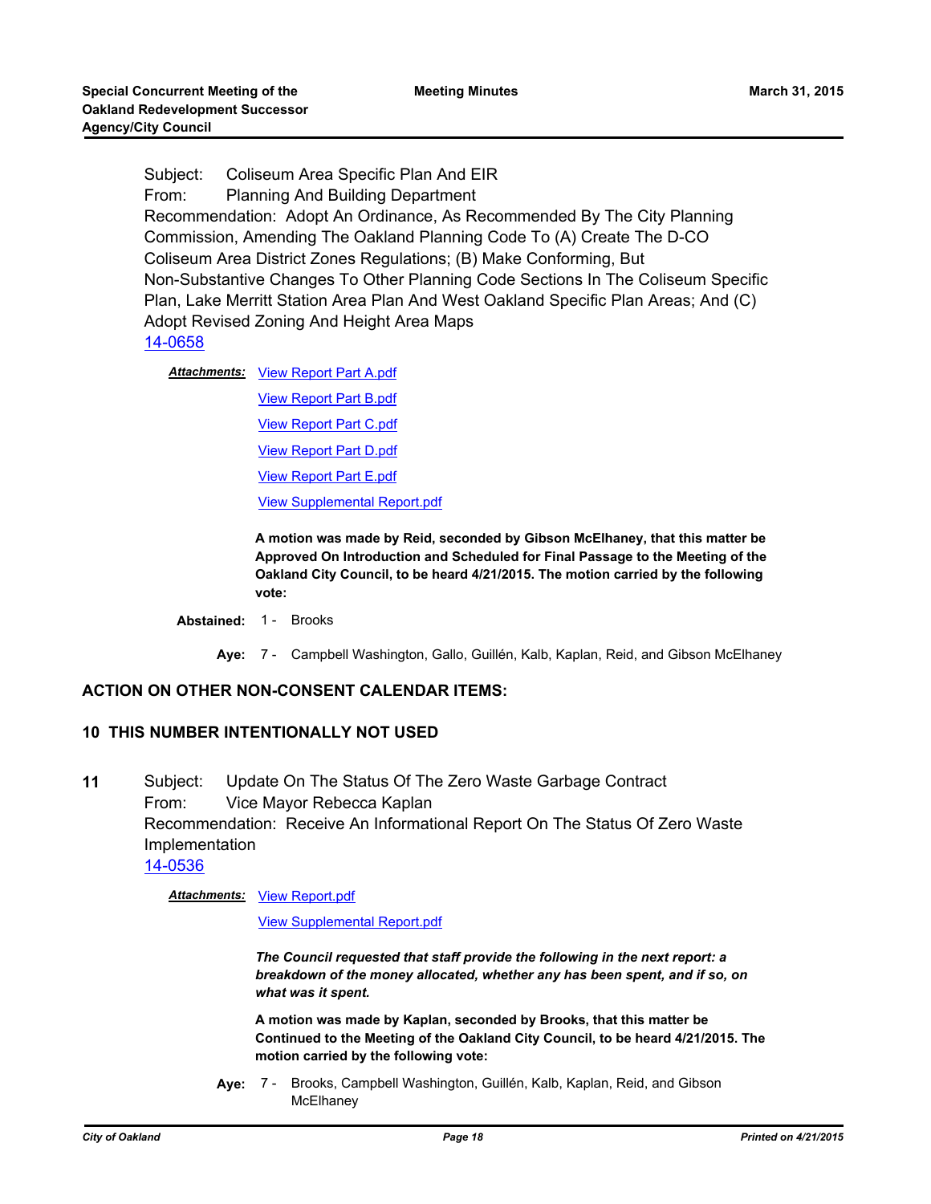Subject: Coliseum Area Specific Plan And EIR
From: Planning And Building Department
Recommendation: Adopt An Ordinance, As Recommended By The City Planning Commission, Amending The Oakland Planning Code To (A) Create The D-CO Coliseum Area District Zones Regulations; (B) Make Conforming, But Non-Substantive Changes To Other Planning Code Sections In The Coliseum Specific Plan, Lake Merritt Station Area Plan And West Oakland Specific Plan Areas; And (C) Adopt Revised Zoning And Height Area Maps
14-0658

***Attachments:*** View Report Part A.pdf
View Report Part B.pdf
View Report Part C.pdf
View Report Part D.pdf
View Report Part E.pdf
View Supplemental Report.pdf

**A motion was made by Reid, seconded by Gibson McElhaney, that this matter be Approved On Introduction and Scheduled for Final Passage to the Meeting of the Oakland City Council, to be heard 4/21/2015. The motion carried by the following vote:**

**Abstained:** 1 - Brooks

**Aye:** 7 - Campbell Washington, Gallo, Guillén, Kalb, Kaplan, Reid, and Gibson McElhaney

## ACTION ON OTHER NON-CONSENT CALENDAR ITEMS:

## 10 THIS NUMBER INTENTIONALLY NOT USED

**11** Subject: Update On The Status Of The Zero Waste Garbage Contract
From: Vice Mayor Rebecca Kaplan
Recommendation: Receive An Informational Report On The Status Of Zero Waste Implementation
14-0536

***Attachments:*** View Report.pdf
View Supplemental Report.pdf

***The Council requested that staff provide the following in the next report: a breakdown of the money allocated, whether any has been spent, and if so, on what was it spent.***

**A motion was made by Kaplan, seconded by Brooks, that this matter be Continued to the Meeting of the Oakland City Council, to be heard 4/21/2015. The motion carried by the following vote:**

**Aye:** 7 - Brooks, Campbell Washington, Guillén, Kalb, Kaplan, Reid, and Gibson McElhaney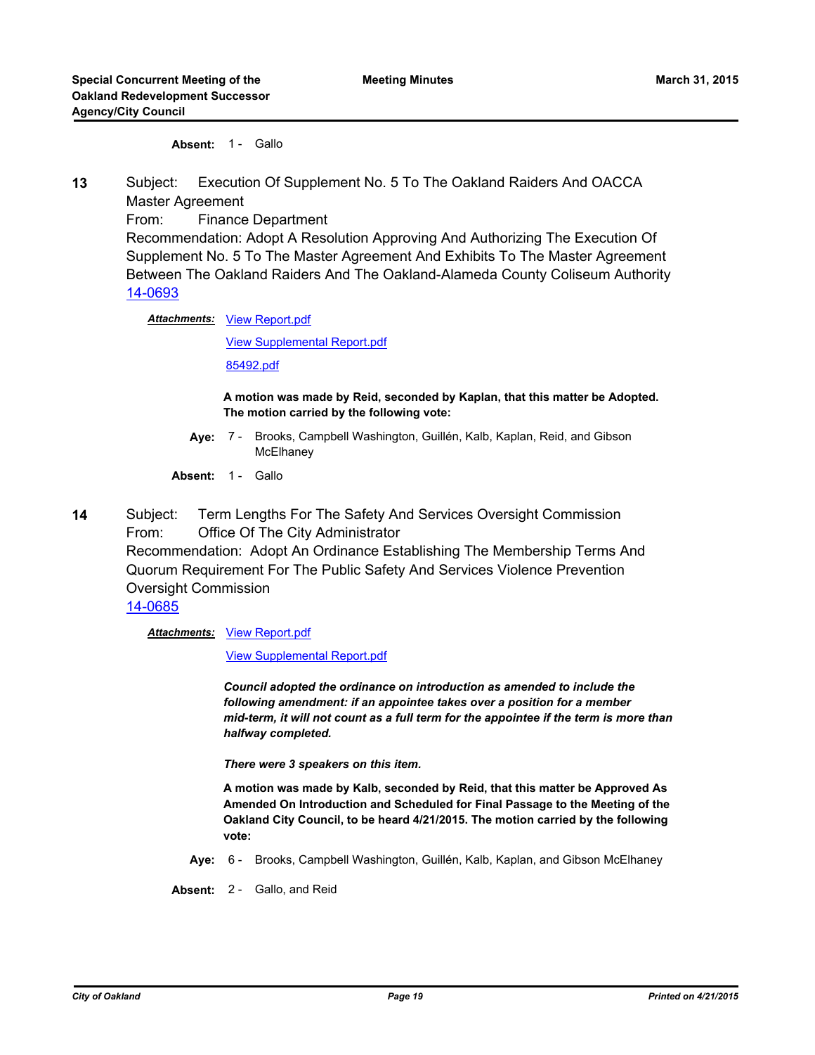**Absent:** 1 - Gallo

**13** Subject: Execution Of Supplement No. 5 To The Oakland Raiders And OACCA Master Agreement
From: Finance Department
Recommendation: Adopt A Resolution Approving And Authorizing The Execution Of Supplement No. 5 To The Master Agreement And Exhibits To The Master Agreement Between The Oakland Raiders And The Oakland-Alameda County Coliseum Authority
14-0693

***Attachments:*** View Report.pdf
View Supplemental Report.pdf
85492.pdf

**A motion was made by Reid, seconded by Kaplan, that this matter be Adopted. The motion carried by the following vote:**

**Aye:** 7 - Brooks, Campbell Washington, Guillén, Kalb, Kaplan, Reid, and Gibson McElhaney

**Absent:** 1 - Gallo

**14** Subject: Term Lengths For The Safety And Services Oversight Commission
From: Office Of The City Administrator
Recommendation: Adopt An Ordinance Establishing The Membership Terms And Quorum Requirement For The Public Safety And Services Violence Prevention Oversight Commission
14-0685

***Attachments:*** View Report.pdf
View Supplemental Report.pdf

***Council adopted the ordinance on introduction as amended to include the following amendment: if an appointee takes over a position for a member mid-term, it will not count as a full term for the appointee if the term is more than halfway completed.***

***There were 3 speakers on this item.***

**A motion was made by Kalb, seconded by Reid, that this matter be Approved As Amended On Introduction and Scheduled for Final Passage to the Meeting of the Oakland City Council, to be heard 4/21/2015. The motion carried by the following vote:**

**Aye:** 6 - Brooks, Campbell Washington, Guillén, Kalb, Kaplan, and Gibson McElhaney

**Absent:** 2 - Gallo, and Reid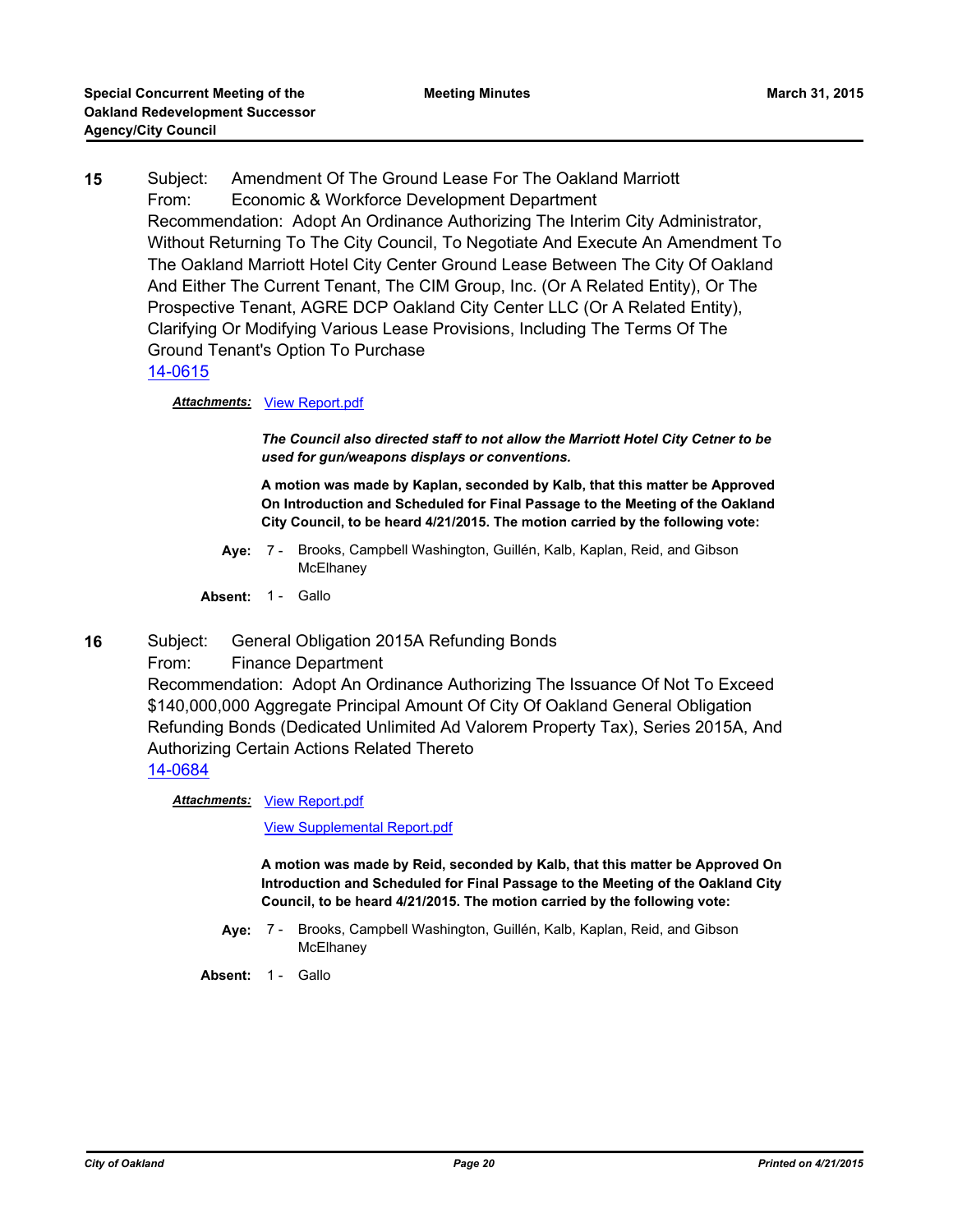**15** Subject: Amendment Of The Ground Lease For The Oakland Marriott
From: Economic & Workforce Development Department
Recommendation: Adopt An Ordinance Authorizing The Interim City Administrator, Without Returning To The City Council, To Negotiate And Execute An Amendment To The Oakland Marriott Hotel City Center Ground Lease Between The City Of Oakland And Either The Current Tenant, The CIM Group, Inc. (Or A Related Entity), Or The Prospective Tenant, AGRE DCP Oakland City Center LLC (Or A Related Entity), Clarifying Or Modifying Various Lease Provisions, Including The Terms Of The Ground Tenant's Option To Purchase
14-0615

***Attachments:*** View Report.pdf

***The Council also directed staff to not allow the Marriott Hotel City Cetner to be used for gun/weapons displays or conventions.***

**A motion was made by Kaplan, seconded by Kalb, that this matter be Approved On Introduction and Scheduled for Final Passage to the Meeting of the Oakland City Council, to be heard 4/21/2015. The motion carried by the following vote:**

**Aye:** 7 - Brooks, Campbell Washington, Guillén, Kalb, Kaplan, Reid, and Gibson McElhaney

**Absent:** 1 - Gallo

**16** Subject: General Obligation 2015A Refunding Bonds
From: Finance Department
Recommendation: Adopt An Ordinance Authorizing The Issuance Of Not To Exceed $140,000,000 Aggregate Principal Amount Of City Of Oakland General Obligation Refunding Bonds (Dedicated Unlimited Ad Valorem Property Tax), Series 2015A, And Authorizing Certain Actions Related Thereto
14-0684

***Attachments:*** View Report.pdf

View Supplemental Report.pdf

**A motion was made by Reid, seconded by Kalb, that this matter be Approved On Introduction and Scheduled for Final Passage to the Meeting of the Oakland City Council, to be heard 4/21/2015. The motion carried by the following vote:**

**Aye:** 7 - Brooks, Campbell Washington, Guillén, Kalb, Kaplan, Reid, and Gibson McElhaney

**Absent:** 1 - Gallo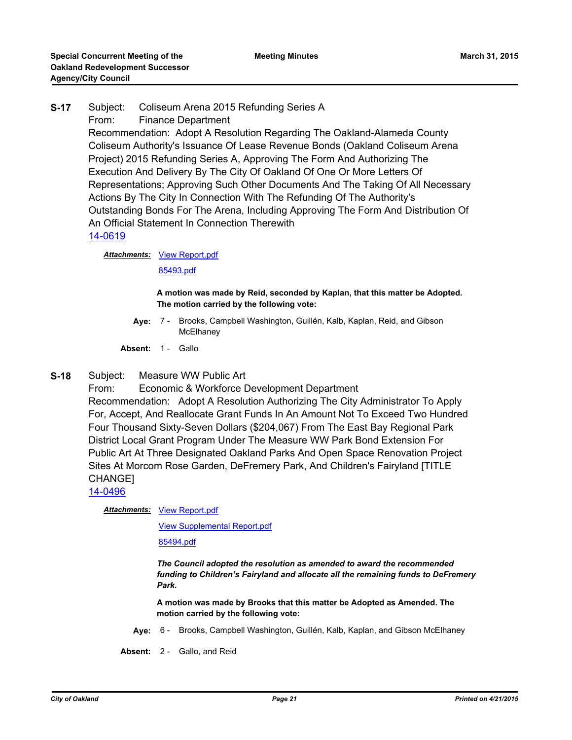**S-17** Subject: Coliseum Arena 2015 Refunding Series A

From: Finance Department

Recommendation: Adopt A Resolution Regarding The Oakland-Alameda County Coliseum Authority's Issuance Of Lease Revenue Bonds (Oakland Coliseum Arena Project) 2015 Refunding Series A, Approving The Form And Authorizing The Execution And Delivery By The City Of Oakland Of One Or More Letters Of Representations; Approving Such Other Documents And The Taking Of All Necessary Actions By The City In Connection With The Refunding Of The Authority's Outstanding Bonds For The Arena, Including Approving The Form And Distribution Of An Official Statement In Connection Therewith

14-0619

***Attachments:*** View Report.pdf

85493.pdf

**A motion was made by Reid, seconded by Kaplan, that this matter be Adopted. The motion carried by the following vote:**

**Aye:** 7 - Brooks, Campbell Washington, Guillén, Kalb, Kaplan, Reid, and Gibson McElhaney

**Absent:** 1 - Gallo

**S-18** Subject: Measure WW Public Art

From: Economic & Workforce Development Department

Recommendation: Adopt A Resolution Authorizing The City Administrator To Apply For, Accept, And Reallocate Grant Funds In An Amount Not To Exceed Two Hundred Four Thousand Sixty-Seven Dollars ($204,067) From The East Bay Regional Park District Local Grant Program Under The Measure WW Park Bond Extension For Public Art At Three Designated Oakland Parks And Open Space Renovation Project Sites At Morcom Rose Garden, DeFremery Park, And Children's Fairyland [TITLE CHANGE]

14-0496

***Attachments:*** View Report.pdf

View Supplemental Report.pdf

85494.pdf

***The Council adopted the resolution as amended to award the recommended funding to Children's Fairyland and allocate all the remaining funds to DeFremery Park.***

**A motion was made by Brooks that this matter be Adopted as Amended. The motion carried by the following vote:**

**Aye:** 6 - Brooks, Campbell Washington, Guillén, Kalb, Kaplan, and Gibson McElhaney

**Absent:** 2 - Gallo, and Reid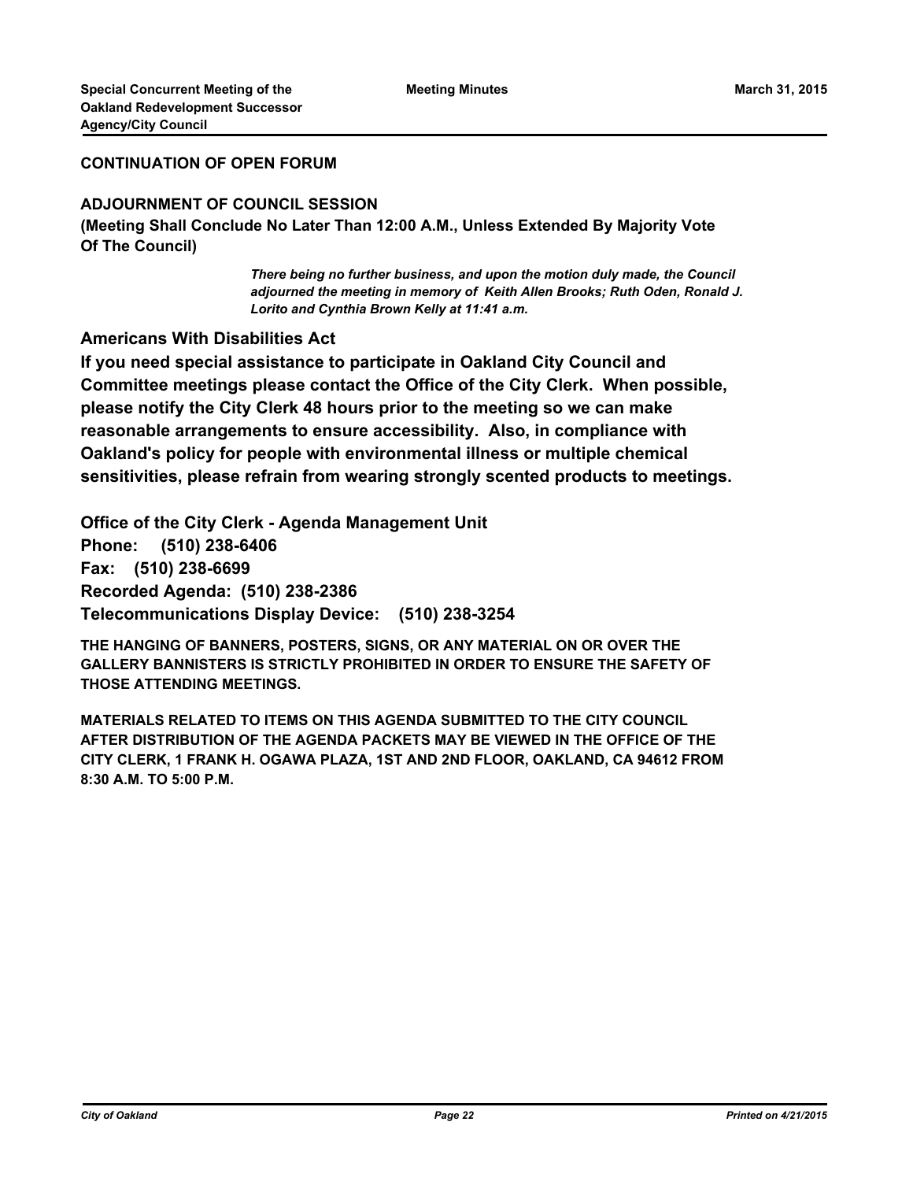**CONTINUATION OF OPEN FORUM**

**ADJOURNMENT OF COUNCIL SESSION**
**(Meeting Shall Conclude No Later Than 12:00 A.M., Unless Extended By Majority Vote Of The Council)**

*There being no further business, and upon the motion duly made, the Council adjourned the meeting in memory of Keith Allen Brooks; Ruth Oden, Ronald J. Lorito and Cynthia Brown Kelly at 11:41 a.m.*

**Americans With Disabilities Act**

**If you need special assistance to participate in Oakland City Council and Committee meetings please contact the Office of the City Clerk. When possible, please notify the City Clerk 48 hours prior to the meeting so we can make reasonable arrangements to ensure accessibility. Also, in compliance with Oakland's policy for people with environmental illness or multiple chemical sensitivities, please refrain from wearing strongly scented products to meetings.**

**Office of the City Clerk - Agenda Management Unit**
**Phone: (510) 238-6406**
**Fax: (510) 238-6699**
**Recorded Agenda: (510) 238-2386**
**Telecommunications Display Device: (510) 238-3254**

**THE HANGING OF BANNERS, POSTERS, SIGNS, OR ANY MATERIAL ON OR OVER THE GALLERY BANNISTERS IS STRICTLY PROHIBITED IN ORDER TO ENSURE THE SAFETY OF THOSE ATTENDING MEETINGS.**

**MATERIALS RELATED TO ITEMS ON THIS AGENDA SUBMITTED TO THE CITY COUNCIL AFTER DISTRIBUTION OF THE AGENDA PACKETS MAY BE VIEWED IN THE OFFICE OF THE CITY CLERK, 1 FRANK H. OGAWA PLAZA, 1ST AND 2ND FLOOR, OAKLAND, CA 94612 FROM 8:30 A.M. TO 5:00 P.M.**